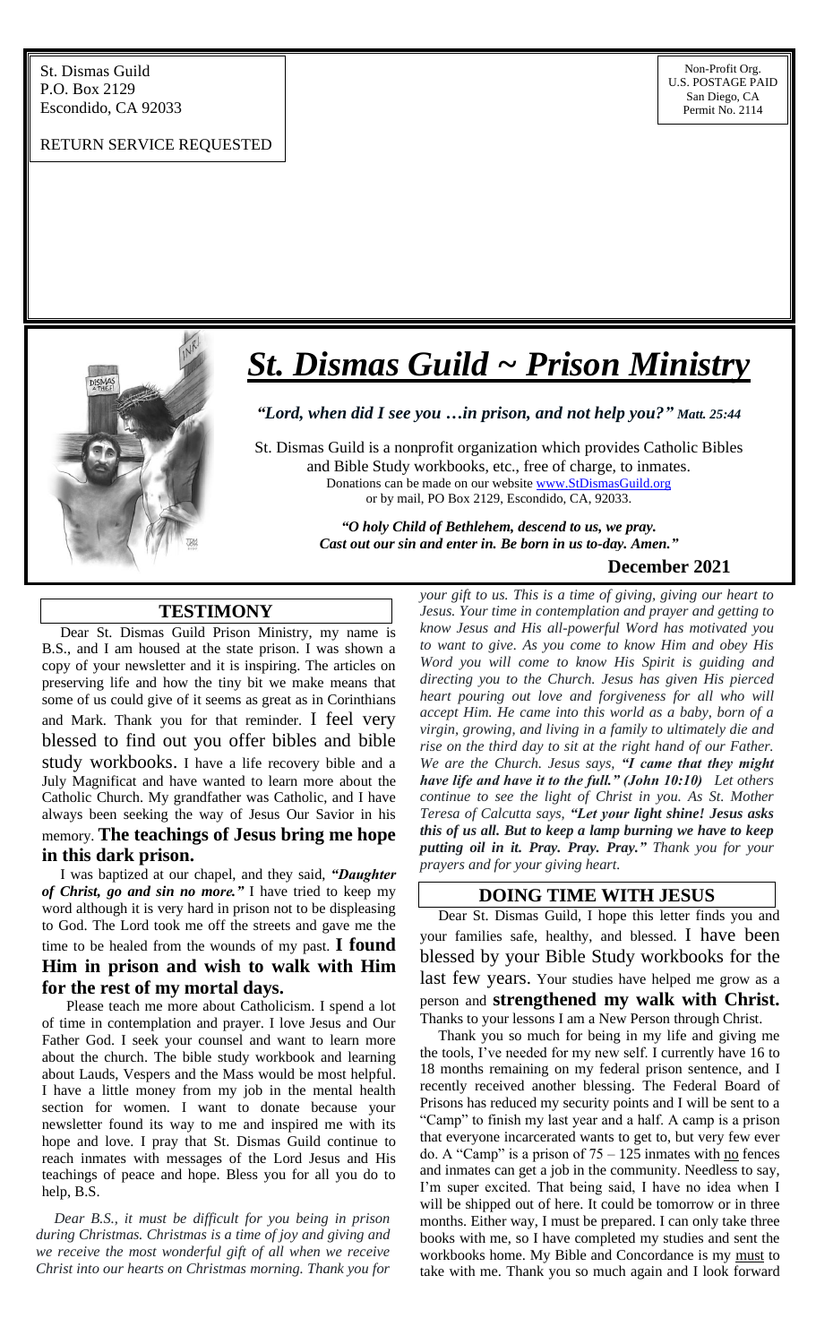St. Dismas Guild
P.O. Box 2129
Escondido, CA 92033

RETURN SERVICE REQUESTED

Non-Profit Org.
U.S. POSTAGE PAID
San Diego, CA
Permit No. 2114

# *St. Dismas Guild ~ Prison Ministry*

***"Lord, when did I see you …in prison, and not help you?" Matt. 25:44***

St. Dismas Guild is a nonprofit organization which provides Catholic Bibles and Bible Study workbooks, etc., free of charge, to inmates.
Donations can be made on our website www.StDismasGuild.org
or by mail, PO Box 2129, Escondido, CA, 92033.

***"O holy Child of Bethlehem, descend to us, we pray. Cast out our sin and enter in. Be born in us to-day. Amen."***

**December 2021**

## TESTIMONY

Dear St. Dismas Guild Prison Ministry, my name is B.S., and I am housed at the state prison. I was shown a copy of your newsletter and it is inspiring. The articles on preserving life and how the tiny bit we make means that some of us could give of it seems as great as in Corinthians and Mark. Thank you for that reminder. I feel very blessed to find out you offer bibles and bible study workbooks. I have a life recovery bible and a July Magnificat and have wanted to learn more about the Catholic Church. My grandfather was Catholic, and I have always been seeking the way of Jesus Our Savior in his memory. **The teachings of Jesus bring me hope in this dark prison.**

I was baptized at our chapel, and they said, ***"Daughter of Christ, go and sin no more."*** I have tried to keep my word although it is very hard in prison not to be displeasing to God. The Lord took me off the streets and gave me the time to be healed from the wounds of my past. **I found Him in prison and wish to walk with Him for the rest of my mortal days.**

Please teach me more about Catholicism. I spend a lot of time in contemplation and prayer. I love Jesus and Our Father God. I seek your counsel and want to learn more about the church. The bible study workbook and learning about Lauds, Vespers and the Mass would be most helpful. I have a little money from my job in the mental health section for women. I want to donate because your newsletter found its way to me and inspired me with its hope and love. I pray that St. Dismas Guild continue to reach inmates with messages of the Lord Jesus and His teachings of peace and hope. Bless you for all you do to help, B.S.

*Dear B.S., it must be difficult for you being in prison during Christmas. Christmas is a time of joy and giving and we receive the most wonderful gift of all when we receive Christ into our hearts on Christmas morning. Thank you for your gift to us. This is a time of giving, giving our heart to Jesus. Your time in contemplation and prayer and getting to know Jesus and His all-powerful Word has motivated you to want to give. As you come to know Him and obey His Word you will come to know His Spirit is guiding and directing you to the Church. Jesus has given His pierced heart pouring out love and forgiveness for all who will accept Him. He came into this world as a baby, born of a virgin, growing, and living in a family to ultimately die and rise on the third day to sit at the right hand of our Father. We are the Church. Jesus says, **"I came that they might have life and have it to the full." (John 10:10)** Let others continue to see the light of Christ in you. As St. Mother Teresa of Calcutta says, **"Let your light shine! Jesus asks this of us all. But to keep a lamp burning we have to keep putting oil in it. Pray. Pray. Pray."** Thank you for your prayers and for your giving heart.*

## DOING TIME WITH JESUS

Dear St. Dismas Guild, I hope this letter finds you and your families safe, healthy, and blessed. I have been blessed by your Bible Study workbooks for the last few years. Your studies have helped me grow as a person and **strengthened my walk with Christ.** Thanks to your lessons I am a New Person through Christ.

Thank you so much for being in my life and giving me the tools, I've needed for my new self. I currently have 16 to 18 months remaining on my federal prison sentence, and I recently received another blessing. The Federal Board of Prisons has reduced my security points and I will be sent to a "Camp" to finish my last year and a half. A camp is a prison that everyone incarcerated wants to get to, but very few ever do. A "Camp" is a prison of 75 – 125 inmates with no fences and inmates can get a job in the community. Needless to say, I'm super excited. That being said, I have no idea when I will be shipped out of here. It could be tomorrow or in three months. Either way, I must be prepared. I can only take three books with me, so I have completed my studies and sent the workbooks home. My Bible and Concordance is my must to take with me. Thank you so much again and I look forward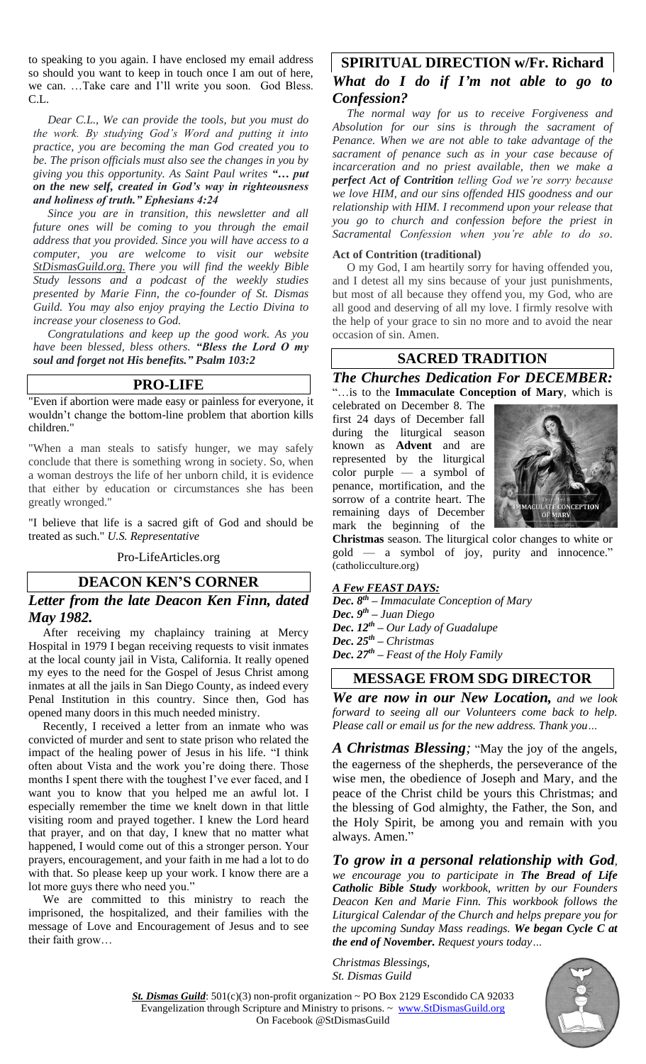to speaking to you again. I have enclosed my email address so should you want to keep in touch once I am out of here, we can. …Take care and I'll write you soon. God Bless. C.L.

*Dear C.L., We can provide the tools, but you must do the work. By studying God's Word and putting it into practice, you are becoming the man God created you to be. The prison officials must also see the changes in you by giving you this opportunity. As Saint Paul writes* ***"… put on the new self, created in God's way in righteousness and holiness of truth." Ephesians 4:24***

*Since you are in transition, this newsletter and all future ones will be coming to you through the email address that you provided. Since you will have access to a computer, you are welcome to visit our website StDismasGuild.org. There you will find the weekly Bible Study lessons and a podcast of the weekly studies presented by Marie Finn, the co-founder of St. Dismas Guild. You may also enjoy praying the Lectio Divina to increase your closeness to God.*

*Congratulations and keep up the good work. As you have been blessed, bless others.* ***"Bless the Lord O my soul and forget not His benefits." Psalm 103:2***

## PRO-LIFE

"Even if abortion were made easy or painless for everyone, it wouldn't change the bottom-line problem that abortion kills children."

"When a man steals to satisfy hunger, we may safely conclude that there is something wrong in society. So, when a woman destroys the life of her unborn child, it is evidence that either by education or circumstances she has been greatly wronged."

"I believe that life is a sacred gift of God and should be treated as such." *U.S. Representative*

Pro-LifeArticles.org

## DEACON KEN'S CORNER

### *Letter from the late Deacon Ken Finn, dated May 1982.*

After receiving my chaplaincy training at Mercy Hospital in 1979 I began receiving requests to visit inmates at the local county jail in Vista, California. It really opened my eyes to the need for the Gospel of Jesus Christ among inmates at all the jails in San Diego County, as indeed every Penal Institution in this country. Since then, God has opened many doors in this much needed ministry.

Recently, I received a letter from an inmate who was convicted of murder and sent to state prison who related the impact of the healing power of Jesus in his life. "I think often about Vista and the work you're doing there. Those months I spent there with the toughest I've ever faced, and I want you to know that you helped me an awful lot. I especially remember the time we knelt down in that little visiting room and prayed together. I knew the Lord heard that prayer, and on that day, I knew that no matter what happened, I would come out of this a stronger person. Your prayers, encouragement, and your faith in me had a lot to do with that. So please keep up your work. I know there are a lot more guys there who need you."

We are committed to this ministry to reach the imprisoned, the hospitalized, and their families with the message of Love and Encouragement of Jesus and to see their faith grow…

## SPIRITUAL DIRECTION w/Fr. Richard

### *What do I do if I'm not able to go to Confession?*

*The normal way for us to receive Forgiveness and Absolution for our sins is through the sacrament of Penance. When we are not able to take advantage of the sacrament of penance such as in your case because of incarceration and no priest available, then we make a* ***perfect Act of Contrition*** *telling God we're sorry because we love HIM, and our sins offended HIS goodness and our relationship with HIM. I recommend upon your release that you go to church and confession before the priest in Sacramental Confession when you're able to do so.*

**Act of Contrition (traditional)**

O my God, I am heartily sorry for having offended you, and I detest all my sins because of your just punishments, but most of all because they offend you, my God, who are all good and deserving of all my love. I firmly resolve with the help of your grace to sin no more and to avoid the near occasion of sin. Amen.

## SACRED TRADITION

### *The Churches Dedication For DECEMBER:*

"…is to the **Immaculate Conception of Mary**, which is celebrated on December 8. The first 24 days of December fall during the liturgical season known as **Advent** and are represented by the liturgical color purple — a symbol of penance, mortification, and the sorrow of a contrite heart. The remaining days of December mark the beginning of the **Christmas** season. The liturgical color changes to white or gold — a symbol of joy, purity and innocence." (catholicculture.org)

***A Few FEAST DAYS:***

***Dec. 8th*** *– Immaculate Conception of Mary*
***Dec. 9th*** *– Juan Diego*
***Dec. 12th*** *– Our Lady of Guadalupe*
***Dec. 25th*** *– Christmas*
***Dec. 27th*** *– Feast of the Holy Family*

## MESSAGE FROM SDG DIRECTOR

***We are now in our New Location,*** *and we look forward to seeing all our Volunteers come back to help. Please call or email us for the new address. Thank you…*

***A Christmas Blessing;*** "May the joy of the angels, the eagerness of the shepherds, the perseverance of the wise men, the obedience of Joseph and Mary, and the peace of the Christ child be yours this Christmas; and the blessing of God almighty, the Father, the Son, and the Holy Spirit, be among you and remain with you always. Amen."

***To grow in a personal relationship with God****, we encourage you to participate in* ***The Bread of Life Catholic Bible Study*** *workbook, written by our Founders Deacon Ken and Marie Finn. This workbook follows the Liturgical Calendar of the Church and helps prepare you for the upcoming Sunday Mass readings.* ***We began Cycle C at the end of November.*** *Request yours today…*

*Christmas Blessings,*
*St. Dismas Guild*

***St. Dismas Guild***: 501(c)(3) non-profit organization ~ PO Box 2129 Escondido CA 92033
Evangelization through Scripture and Ministry to prisons. ~ www.StDismasGuild.org
On Facebook @StDismasGuild